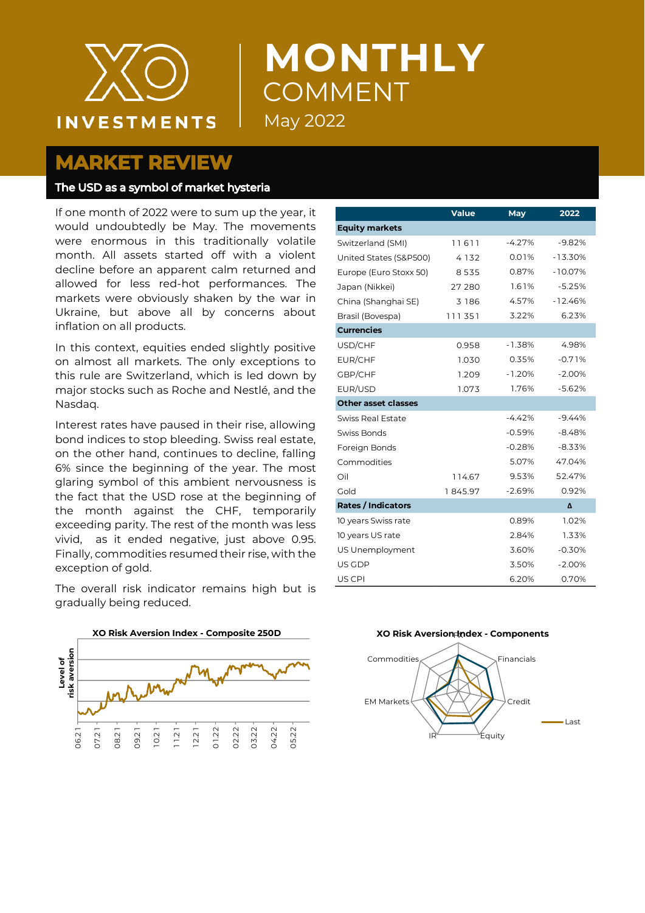# MONTHLY COMMENT

May 2022

## MARKET REVIEW

### The USD as a symbol of market hysteria

If one month of 2022 were to sum up the year, it would undoubtedly be May. The movements were enormous in this traditionally volatile month. All assets started off with a violent decline before an apparent calm returned and allowed for less red-hot performances. The markets were obviously shaken by the war in Ukraine, but above all by concerns about inflation on all products.

In this context, equities ended slightly positive on almost all markets. The only exceptions to this rule are Switzerland, which is led down by major stocks such as Roche and Nestlé, and the Nasdaq.

Interest rates have paused in their rise, allowing bond indices to stop bleeding. Swiss real estate, on the other hand, continues to decline, falling 6% since the beginning of the year. The most glaring symbol of this ambient nervousness is the fact that the USD rose at the beginning of the month against the CHF, temporarily exceeding parity. The rest of the month was less vivid, as it ended negative, just above 0.95. Finally, commodities resumed their rise, with the exception of gold.

The overall risk indicator remains high but is gradually being reduced.

| | Value | May | 2022 |
|---|---|---|---|
| **Equity markets** | | | |
| Switzerland (SMI) | 11 611 | -4.27% | -9.82% |
| United States (S&P500) | 4 132 | 0.01% | -13.30% |
| Europe (Euro Stoxx 50) | 8 535 | 0.87% | -10.07% |
| Japan (Nikkei) | 27 280 | 1.61% | -5.25% |
| China (Shanghai SE) | 3 186 | 4.57% | -12.46% |
| Brasil (Bovespa) | 111 351 | 3.22% | 6.23% |
| **Currencies** | | | |
| USD/CHF | 0.958 | -1.38% | 4.98% |
| EUR/CHF | 1.030 | 0.35% | -0.71% |
| GBP/CHF | 1.209 | -1.20% | -2.00% |
| EUR/USD | 1.073 | 1.76% | -5.62% |
| **Other asset classes** | | | |
| Swiss Real Estate | | -4.42% | -9.44% |
| Swiss Bonds | | -0.59% | -8.48% |
| Foreign Bonds | | -0.28% | -8.33% |
| Commodities | | 5.07% | 47.04% |
| Oil | 114.67 | 9.53% | 52.47% |
| Gold | 1 845.97 | -2.69% | 0.92% |
| **Rates / Indicators** | | | **Δ** |
| 10 years Swiss rate | | 0.89% | 1.02% |
| 10 years US rate | | 2.84% | 1.33% |
| US Unemployment | | 3.60% | -0.30% |
| US GDP | | 3.50% | -2.00% |
| US CPI | | 6.20% | 0.70% |

**XO Risk Aversion Index - Composite 250D**

**XO Risk Aversion Index - Components**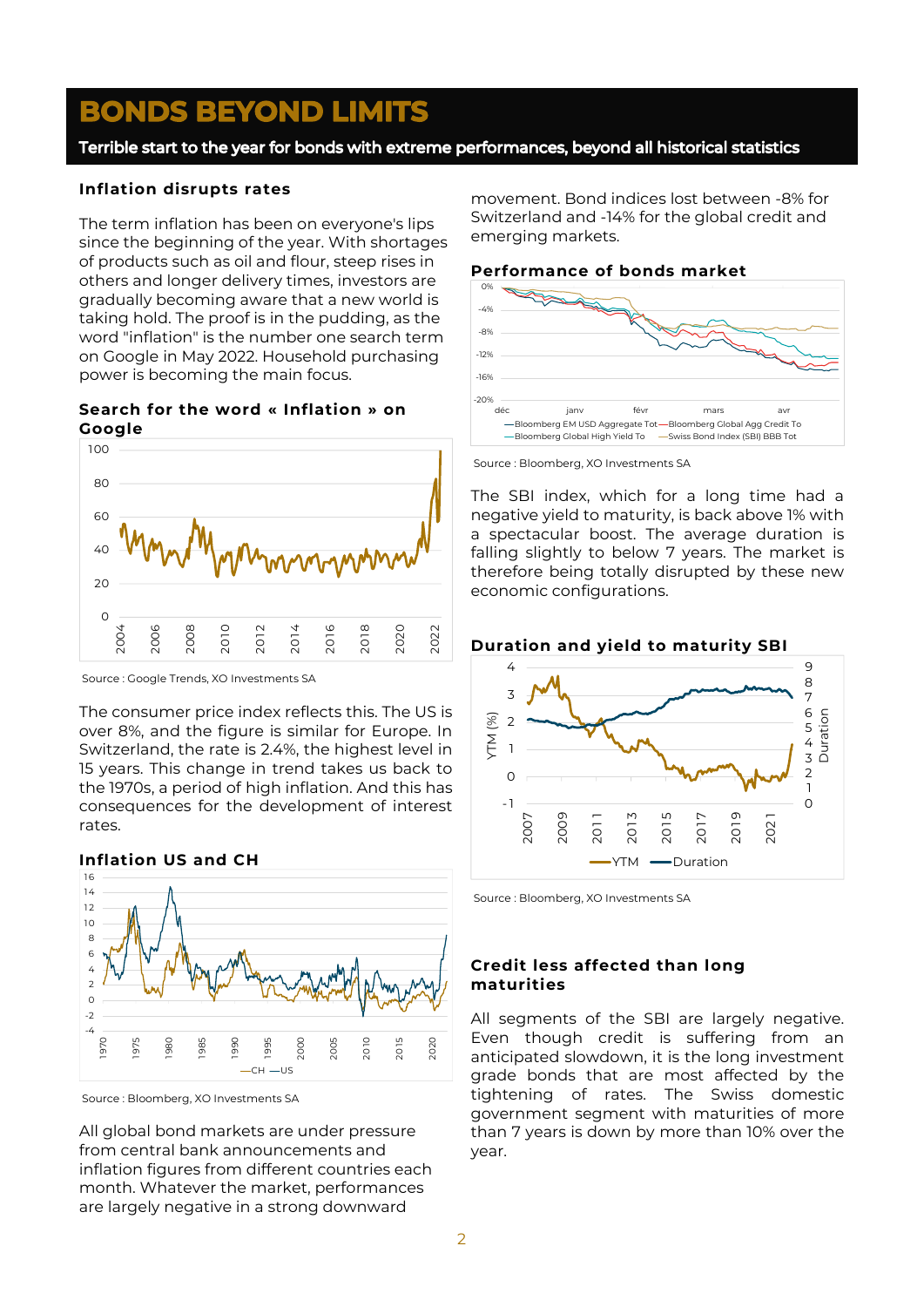# BONDS BEYOND LIMITS

**Terrible start to the year for bonds with extreme performances, beyond all historical statistics**

### Inflation disrupts rates

The term inflation has been on everyone's lips since the beginning of the year. With shortages of products such as oil and flour, steep rises in others and longer delivery times, investors are gradually becoming aware that a new world is taking hold. The proof is in the pudding, as the word "inflation" is the number one search term on Google in May 2022. Household purchasing power is becoming the main focus.

### Search for the word « Inflation » on Google

Source : Google Trends, XO Investments SA

The consumer price index reflects this. The US is over 8%, and the figure is similar for Europe. In Switzerland, the rate is 2.4%, the highest level in 15 years. This change in trend takes us back to the 1970s, a period of high inflation. And this has consequences for the development of interest rates.

### Inflation US and CH

Source : Bloomberg, XO Investments SA

All global bond markets are under pressure from central bank announcements and inflation figures from different countries each month. Whatever the market, performances are largely negative in a strong downward movement. Bond indices lost between -8% for Switzerland and -14% for the global credit and emerging markets.

### Performance of bonds market

Source : Bloomberg, XO Investments SA

The SBI index, which for a long time had a negative yield to maturity, is back above 1% with a spectacular boost. The average duration is falling slightly to below 7 years. The market is therefore being totally disrupted by these new economic configurations.

### Duration and yield to maturity SBI

Source : Bloomberg, XO Investments SA

### Credit less affected than long maturities

All segments of the SBI are largely negative. Even though credit is suffering from an anticipated slowdown, it is the long investment grade bonds that are most affected by the tightening of rates. The Swiss domestic government segment with maturities of more than 7 years is down by more than 10% over the year.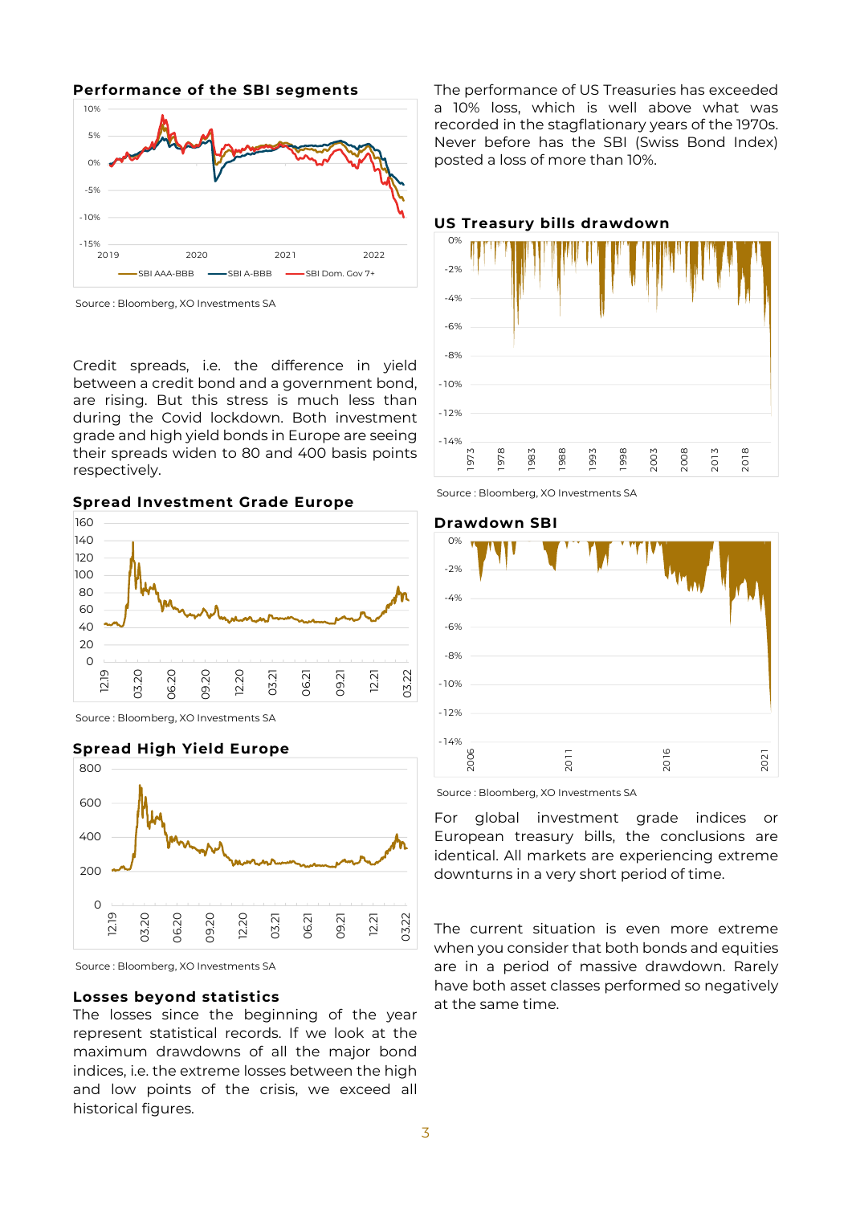#### Performance of the SBI segments

Source : Bloomberg, XO Investments SA

Credit spreads, i.e. the difference in yield between a credit bond and a government bond, are rising. But this stress is much less than during the Covid lockdown. Both investment grade and high yield bonds in Europe are seeing their spreads widen to 80 and 400 basis points respectively.

#### Spread Investment Grade Europe

Source : Bloomberg, XO Investments SA

#### Spread High Yield Europe

Source : Bloomberg, XO Investments SA

#### Losses beyond statistics

The losses since the beginning of the year represent statistical records. If we look at the maximum drawdowns of all the major bond indices, i.e. the extreme losses between the high and low points of the crisis, we exceed all historical figures.

The performance of US Treasuries has exceeded a 10% loss, which is well above what was recorded in the stagflationary years of the 1970s. Never before has the SBI (Swiss Bond Index) posted a loss of more than 10%.

#### US Treasury bills drawdown

Source : Bloomberg, XO Investments SA

#### Drawdown SBI

Source : Bloomberg, XO Investments SA

For global investment grade indices or European treasury bills, the conclusions are identical. All markets are experiencing extreme downturns in a very short period of time.

The current situation is even more extreme when you consider that both bonds and equities are in a period of massive drawdown. Rarely have both asset classes performed so negatively at the same time.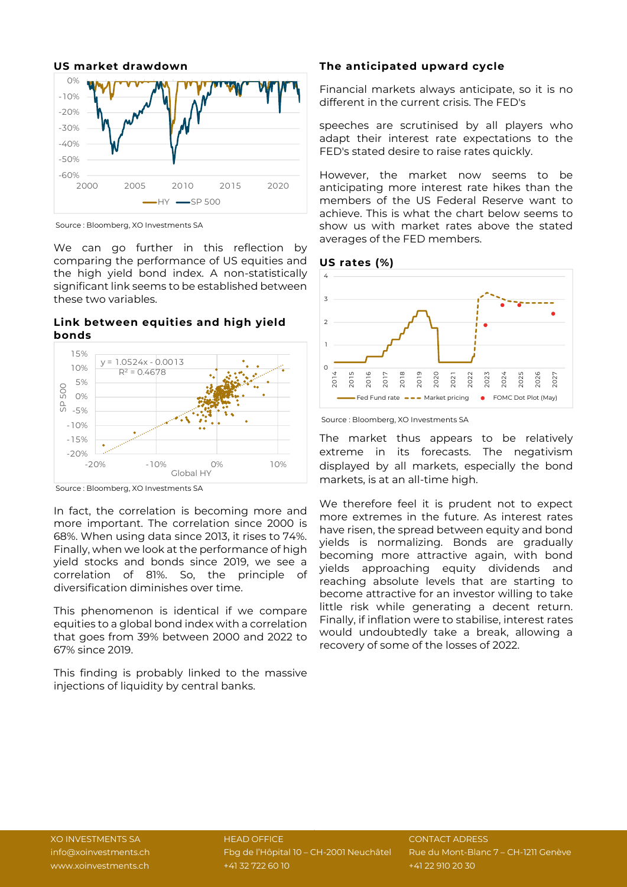### US market drawdown

0%
-10%
-20%
-30%
-40%
-50%
-60%
2000
2005
2010
2015
2020
HY
SP 500

Source : Bloomberg, XO Investments SA

We can go further in this reflection by comparing the performance of US equities and the high yield bond index. A non-statistically significant link seems to be established between these two variables.

### Link between equities and high yield bonds

15%
10%
5%
0%
-5%
-10%
-15%
-20%
SP 500
$y = 1.0524x - 0.0013$
$R^2 = 0.4678$
-20%
-10%
0%
10%
Global HY

Source : Bloomberg, XO Investments SA

In fact, the correlation is becoming more and more important. The correlation since 2000 is 68%. When using data since 2013, it rises to 74%. Finally, when we look at the performance of high yield stocks and bonds since 2019, we see a correlation of 81%. So, the principle of diversification diminishes over time.

This phenomenon is identical if we compare equities to a global bond index with a correlation that goes from 39% between 2000 and 2022 to 67% since 2019.

This finding is probably linked to the massive injections of liquidity by central banks.

### The anticipated upward cycle

Financial markets always anticipate, so it is no different in the current crisis. The FED's

speeches are scrutinised by all players who adapt their interest rate expectations to the FED's stated desire to raise rates quickly.

However, the market now seems to be anticipating more interest rate hikes than the members of the US Federal Reserve want to achieve. This is what the chart below seems to show us with market rates above the stated averages of the FED members.

### US rates (%)

4
3
2
1
0
2014
2015
2016
2017
2018
2019
2020
2021
2022
2023
2024
2025
2026
2027
Fed Fund rate
Market pricing
FOMC Dot Plot (May)

Source : Bloomberg, XO Investments SA

The market thus appears to be relatively extreme in its forecasts. The negativism displayed by all markets, especially the bond markets, is at an all-time high.

We therefore feel it is prudent not to expect more extremes in the future. As interest rates have risen, the spread between equity and bond yields is normalizing. Bonds are gradually becoming more attractive again, with bond yields approaching equity dividends and reaching absolute levels that are starting to become attractive for an investor willing to take little risk while generating a decent return. Finally, if inflation were to stabilise, interest rates would undoubtedly take a break, allowing a recovery of some of the losses of 2022.

XO INVESTMENTS SA
info@xoinvestments.ch
www.xoinvestments.ch

HEAD OFFICE
Fbg de l'Hôpital 10 – CH-2001 Neuchâtel
+41 32 722 60 10

CONTACT ADRESS
Rue du Mont-Blanc 7 – CH-1211 Genève
+41 22 910 20 30